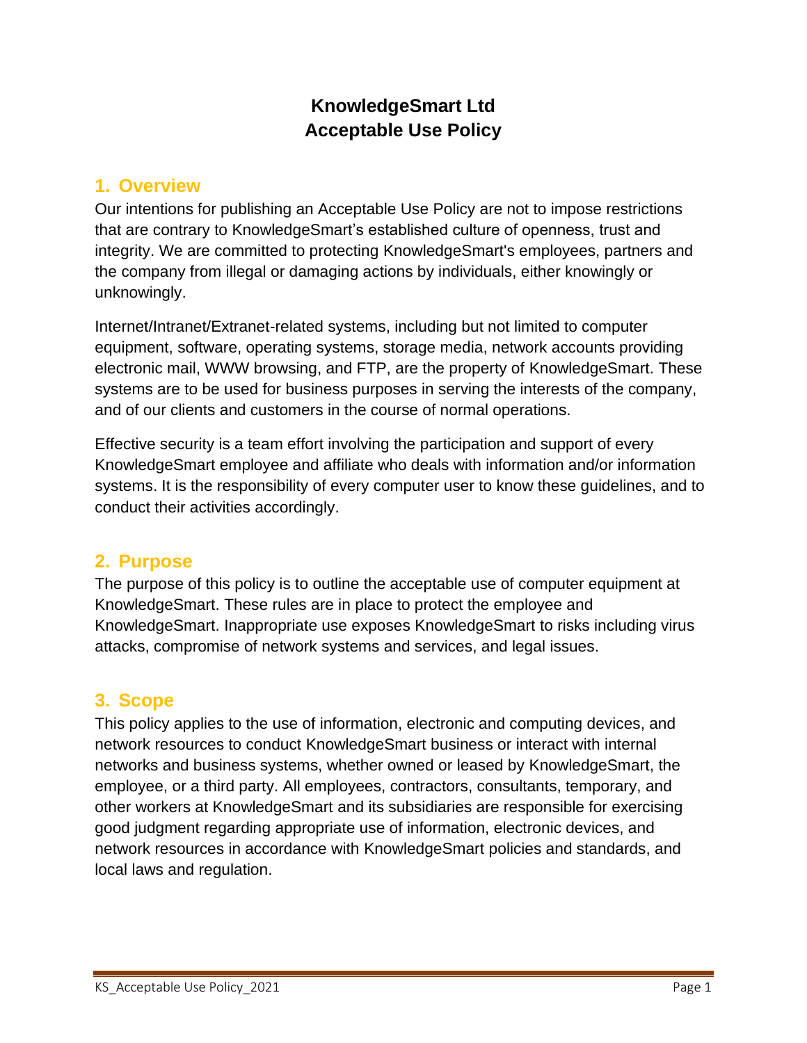# KnowledgeSmart Ltd
# Acceptable Use Policy

## 1. Overview

Our intentions for publishing an Acceptable Use Policy are not to impose restrictions that are contrary to KnowledgeSmart's established culture of openness, trust and integrity. We are committed to protecting KnowledgeSmart's employees, partners and the company from illegal or damaging actions by individuals, either knowingly or unknowingly.

Internet/Intranet/Extranet-related systems, including but not limited to computer equipment, software, operating systems, storage media, network accounts providing electronic mail, WWW browsing, and FTP, are the property of KnowledgeSmart. These systems are to be used for business purposes in serving the interests of the company, and of our clients and customers in the course of normal operations.

Effective security is a team effort involving the participation and support of every KnowledgeSmart employee and affiliate who deals with information and/or information systems. It is the responsibility of every computer user to know these guidelines, and to conduct their activities accordingly.

## 2. Purpose

The purpose of this policy is to outline the acceptable use of computer equipment at KnowledgeSmart. These rules are in place to protect the employee and KnowledgeSmart. Inappropriate use exposes KnowledgeSmart to risks including virus attacks, compromise of network systems and services, and legal issues.

## 3. Scope

This policy applies to the use of information, electronic and computing devices, and network resources to conduct KnowledgeSmart business or interact with internal networks and business systems, whether owned or leased by KnowledgeSmart, the employee, or a third party. All employees, contractors, consultants, temporary, and other workers at KnowledgeSmart and its subsidiaries are responsible for exercising good judgment regarding appropriate use of information, electronic devices, and network resources in accordance with KnowledgeSmart policies and standards, and local laws and regulation.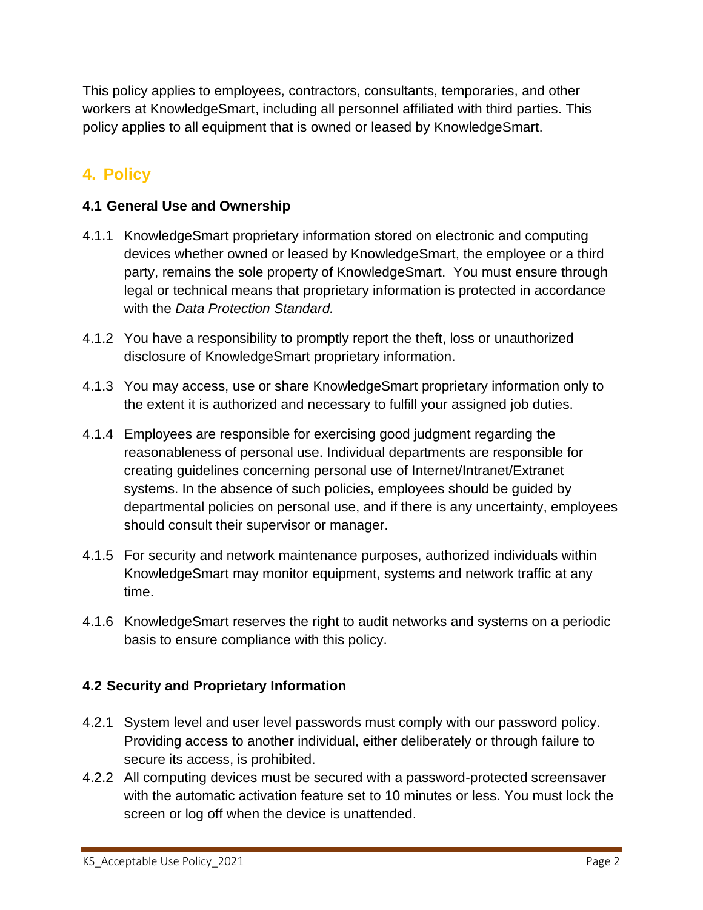This policy applies to employees, contractors, consultants, temporaries, and other workers at KnowledgeSmart, including all personnel affiliated with third parties. This policy applies to all equipment that is owned or leased by KnowledgeSmart.

## 4. Policy

### 4.1 General Use and Ownership

4.1.1 KnowledgeSmart proprietary information stored on electronic and computing devices whether owned or leased by KnowledgeSmart, the employee or a third party, remains the sole property of KnowledgeSmart. You must ensure through legal or technical means that proprietary information is protected in accordance with the *Data Protection Standard.*

4.1.2 You have a responsibility to promptly report the theft, loss or unauthorized disclosure of KnowledgeSmart proprietary information.

4.1.3 You may access, use or share KnowledgeSmart proprietary information only to the extent it is authorized and necessary to fulfill your assigned job duties.

4.1.4 Employees are responsible for exercising good judgment regarding the reasonableness of personal use. Individual departments are responsible for creating guidelines concerning personal use of Internet/Intranet/Extranet systems. In the absence of such policies, employees should be guided by departmental policies on personal use, and if there is any uncertainty, employees should consult their supervisor or manager.

4.1.5 For security and network maintenance purposes, authorized individuals within KnowledgeSmart may monitor equipment, systems and network traffic at any time.

4.1.6 KnowledgeSmart reserves the right to audit networks and systems on a periodic basis to ensure compliance with this policy.

### 4.2 Security and Proprietary Information

4.2.1 System level and user level passwords must comply with our password policy. Providing access to another individual, either deliberately or through failure to secure its access, is prohibited.

4.2.2 All computing devices must be secured with a password-protected screensaver with the automatic activation feature set to 10 minutes or less. You must lock the screen or log off when the device is unattended.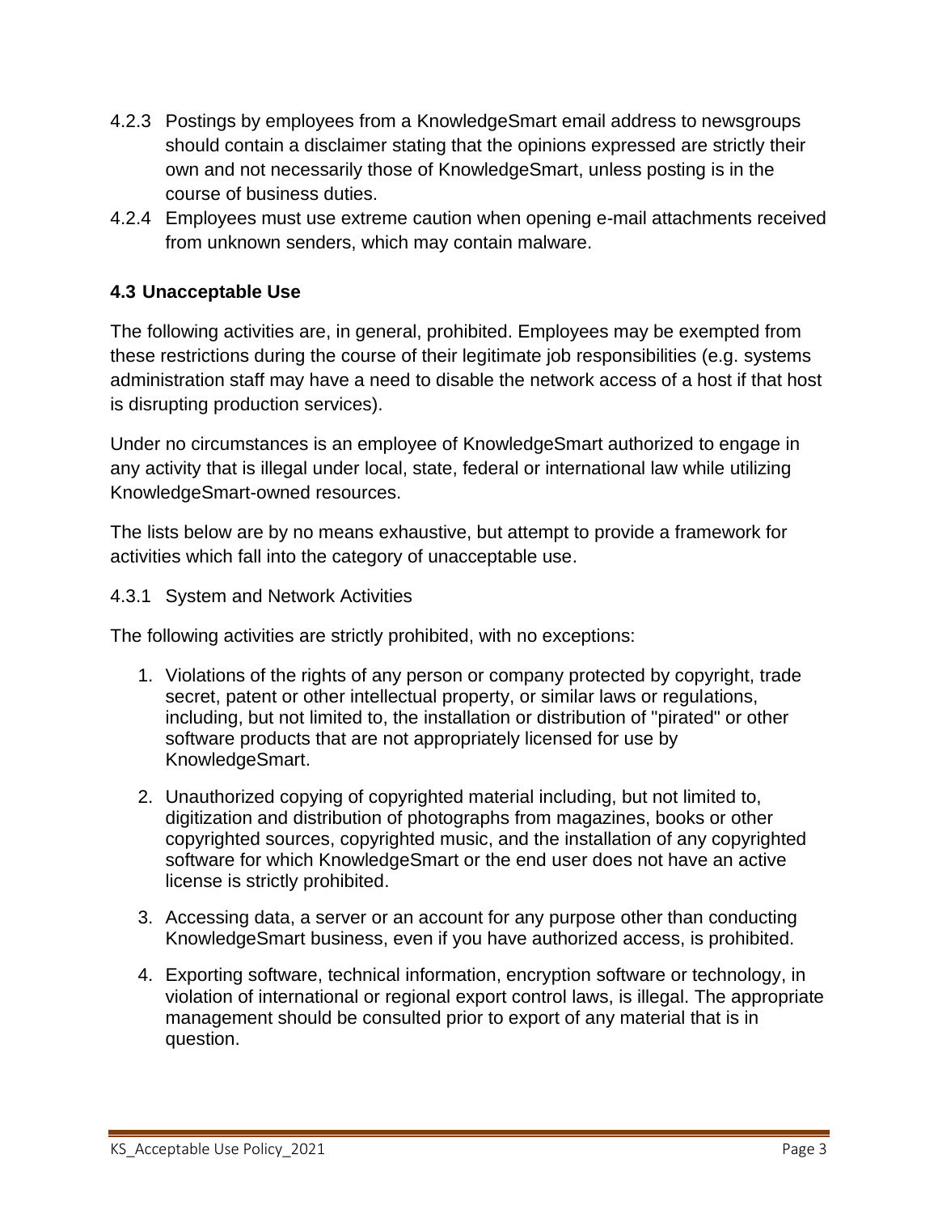4.2.3 Postings by employees from a KnowledgeSmart email address to newsgroups should contain a disclaimer stating that the opinions expressed are strictly their own and not necessarily those of KnowledgeSmart, unless posting is in the course of business duties.

4.2.4 Employees must use extreme caution when opening e-mail attachments received from unknown senders, which may contain malware.

### 4.3 Unacceptable Use

The following activities are, in general, prohibited. Employees may be exempted from these restrictions during the course of their legitimate job responsibilities (e.g. systems administration staff may have a need to disable the network access of a host if that host is disrupting production services).

Under no circumstances is an employee of KnowledgeSmart authorized to engage in any activity that is illegal under local, state, federal or international law while utilizing KnowledgeSmart-owned resources.

The lists below are by no means exhaustive, but attempt to provide a framework for activities which fall into the category of unacceptable use.

4.3.1 System and Network Activities

The following activities are strictly prohibited, with no exceptions:

1. Violations of the rights of any person or company protected by copyright, trade secret, patent or other intellectual property, or similar laws or regulations, including, but not limited to, the installation or distribution of "pirated" or other software products that are not appropriately licensed for use by KnowledgeSmart.
2. Unauthorized copying of copyrighted material including, but not limited to, digitization and distribution of photographs from magazines, books or other copyrighted sources, copyrighted music, and the installation of any copyrighted software for which KnowledgeSmart or the end user does not have an active license is strictly prohibited.
3. Accessing data, a server or an account for any purpose other than conducting KnowledgeSmart business, even if you have authorized access, is prohibited.
4. Exporting software, technical information, encryption software or technology, in violation of international or regional export control laws, is illegal. The appropriate management should be consulted prior to export of any material that is in question.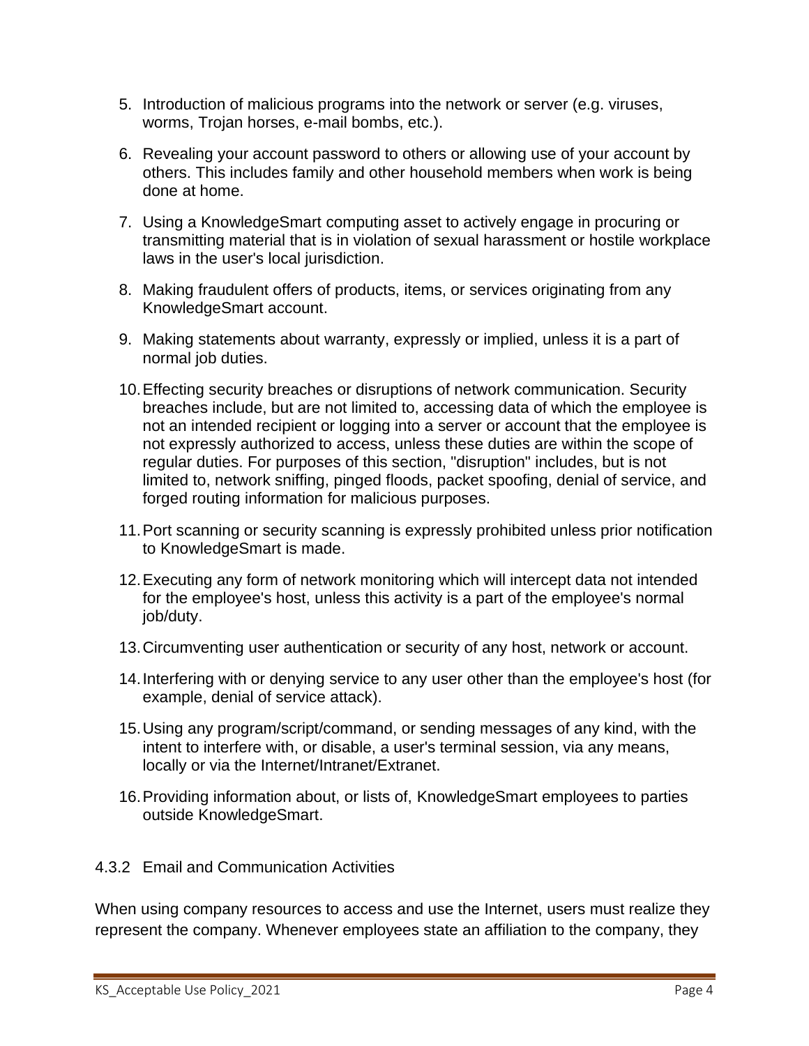5. Introduction of malicious programs into the network or server (e.g. viruses, worms, Trojan horses, e-mail bombs, etc.).
6. Revealing your account password to others or allowing use of your account by others. This includes family and other household members when work is being done at home.
7. Using a KnowledgeSmart computing asset to actively engage in procuring or transmitting material that is in violation of sexual harassment or hostile workplace laws in the user's local jurisdiction.
8. Making fraudulent offers of products, items, or services originating from any KnowledgeSmart account.
9. Making statements about warranty, expressly or implied, unless it is a part of normal job duties.
10. Effecting security breaches or disruptions of network communication. Security breaches include, but are not limited to, accessing data of which the employee is not an intended recipient or logging into a server or account that the employee is not expressly authorized to access, unless these duties are within the scope of regular duties. For purposes of this section, "disruption" includes, but is not limited to, network sniffing, pinged floods, packet spoofing, denial of service, and forged routing information for malicious purposes.
11. Port scanning or security scanning is expressly prohibited unless prior notification to KnowledgeSmart is made.
12. Executing any form of network monitoring which will intercept data not intended for the employee's host, unless this activity is a part of the employee's normal job/duty.
13. Circumventing user authentication or security of any host, network or account.
14. Interfering with or denying service to any user other than the employee's host (for example, denial of service attack).
15. Using any program/script/command, or sending messages of any kind, with the intent to interfere with, or disable, a user's terminal session, via any means, locally or via the Internet/Intranet/Extranet.
16. Providing information about, or lists of, KnowledgeSmart employees to parties outside KnowledgeSmart.

### 4.3.2 Email and Communication Activities

When using company resources to access and use the Internet, users must realize they represent the company. Whenever employees state an affiliation to the company, they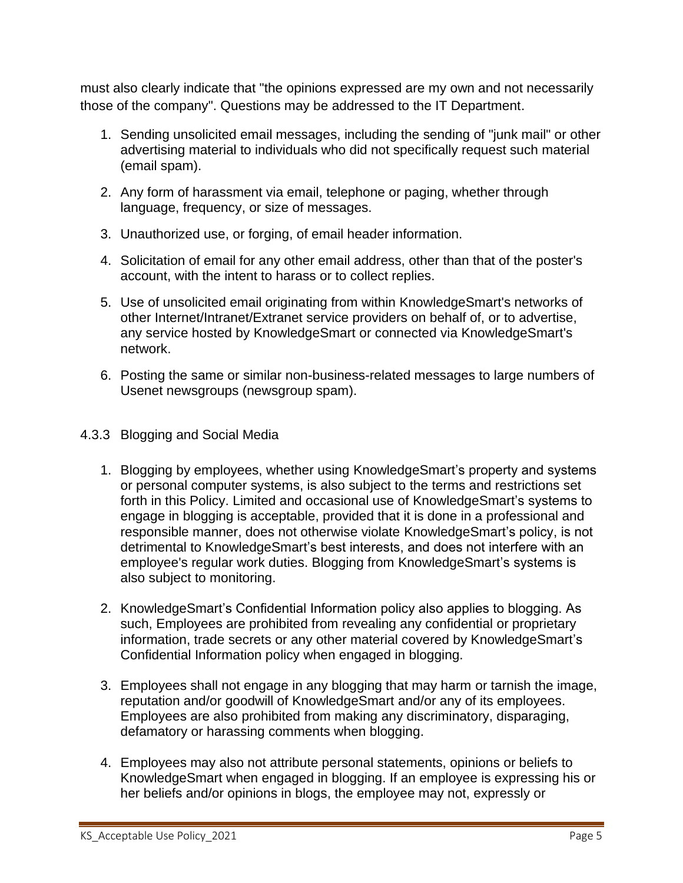must also clearly indicate that "the opinions expressed are my own and not necessarily those of the company". Questions may be addressed to the IT Department.

1. Sending unsolicited email messages, including the sending of "junk mail" or other advertising material to individuals who did not specifically request such material (email spam).
2. Any form of harassment via email, telephone or paging, whether through language, frequency, or size of messages.
3. Unauthorized use, or forging, of email header information.
4. Solicitation of email for any other email address, other than that of the poster's account, with the intent to harass or to collect replies.
5. Use of unsolicited email originating from within KnowledgeSmart's networks of other Internet/Intranet/Extranet service providers on behalf of, or to advertise, any service hosted by KnowledgeSmart or connected via KnowledgeSmart's network.
6. Posting the same or similar non-business-related messages to large numbers of Usenet newsgroups (newsgroup spam).

#### 4.3.3 Blogging and Social Media

1. Blogging by employees, whether using KnowledgeSmart's property and systems or personal computer systems, is also subject to the terms and restrictions set forth in this Policy. Limited and occasional use of KnowledgeSmart's systems to engage in blogging is acceptable, provided that it is done in a professional and responsible manner, does not otherwise violate KnowledgeSmart's policy, is not detrimental to KnowledgeSmart's best interests, and does not interfere with an employee's regular work duties. Blogging from KnowledgeSmart's systems is also subject to monitoring.
2. KnowledgeSmart's Confidential Information policy also applies to blogging. As such, Employees are prohibited from revealing any confidential or proprietary information, trade secrets or any other material covered by KnowledgeSmart's Confidential Information policy when engaged in blogging.
3. Employees shall not engage in any blogging that may harm or tarnish the image, reputation and/or goodwill of KnowledgeSmart and/or any of its employees. Employees are also prohibited from making any discriminatory, disparaging, defamatory or harassing comments when blogging.
4. Employees may also not attribute personal statements, opinions or beliefs to KnowledgeSmart when engaged in blogging. If an employee is expressing his or her beliefs and/or opinions in blogs, the employee may not, expressly or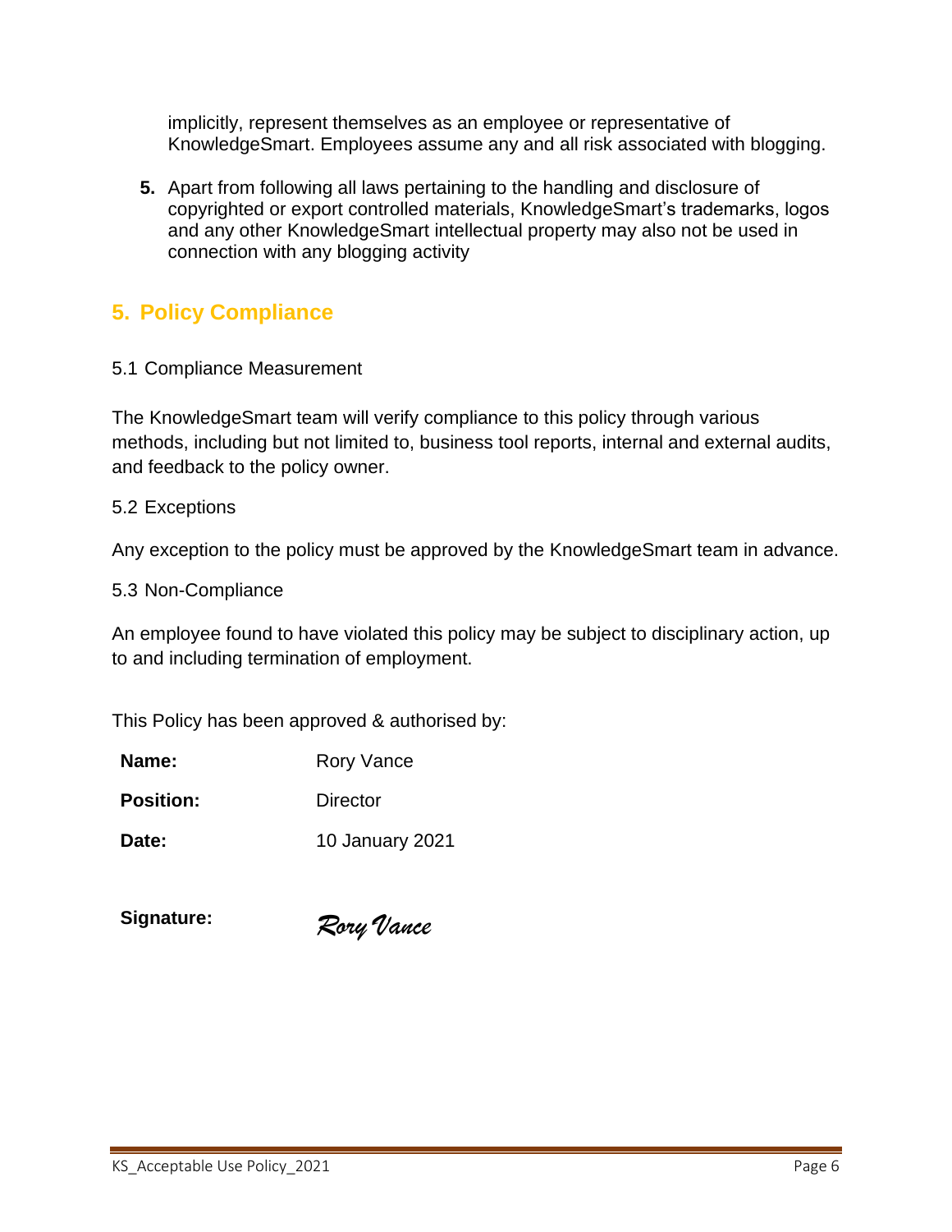implicitly, represent themselves as an employee or representative of KnowledgeSmart. Employees assume any and all risk associated with blogging.

5. Apart from following all laws pertaining to the handling and disclosure of copyrighted or export controlled materials, KnowledgeSmart's trademarks, logos and any other KnowledgeSmart intellectual property may also not be used in connection with any blogging activity

## 5. Policy Compliance

5.1 Compliance Measurement

The KnowledgeSmart team will verify compliance to this policy through various methods, including but not limited to, business tool reports, internal and external audits, and feedback to the policy owner.

5.2 Exceptions

Any exception to the policy must be approved by the KnowledgeSmart team in advance.

5.3 Non-Compliance

An employee found to have violated this policy may be subject to disciplinary action, up to and including termination of employment.

This Policy has been approved & authorised by:

| | |
|---|---|
| **Name:** | Rory Vance |
| **Position:** | Director |
| **Date:** | 10 January 2021 |
| **Signature:** | *Rory Vance* |